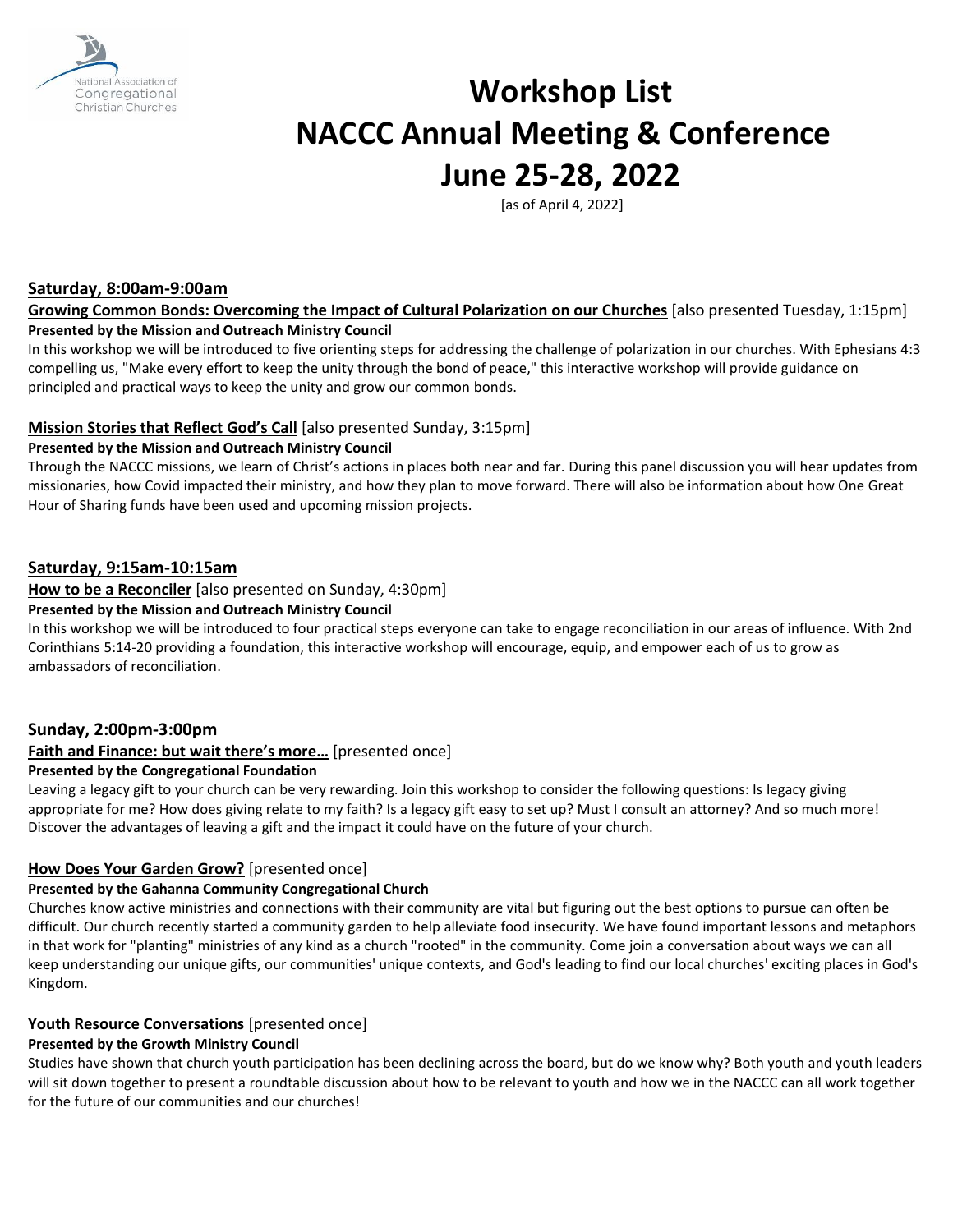National Association of Congregational Christian Churches

# Workshop List
# NACCC Annual Meeting & Conference
# June 25-28, 2022

[as of April 4, 2022]

## Saturday, 8:00am-9:00am

### Growing Common Bonds: Overcoming the Impact of Cultural Polarization on our Churches [also presented Tuesday, 1:15pm]

**Presented by the Mission and Outreach Ministry Council**

In this workshop we will be introduced to five orienting steps for addressing the challenge of polarization in our churches. With Ephesians 4:3 compelling us, "Make every effort to keep the unity through the bond of peace," this interactive workshop will provide guidance on principled and practical ways to keep the unity and grow our common bonds.

### Mission Stories that Reflect God's Call [also presented Sunday, 3:15pm]

**Presented by the Mission and Outreach Ministry Council**

Through the NACCC missions, we learn of Christ's actions in places both near and far. During this panel discussion you will hear updates from missionaries, how Covid impacted their ministry, and how they plan to move forward. There will also be information about how One Great Hour of Sharing funds have been used and upcoming mission projects.

## Saturday, 9:15am-10:15am

### How to be a Reconciler [also presented on Sunday, 4:30pm]

**Presented by the Mission and Outreach Ministry Council**

In this workshop we will be introduced to four practical steps everyone can take to engage reconciliation in our areas of influence. With 2nd Corinthians 5:14-20 providing a foundation, this interactive workshop will encourage, equip, and empower each of us to grow as ambassadors of reconciliation.

## Sunday, 2:00pm-3:00pm

### Faith and Finance: but wait there's more… [presented once]

**Presented by the Congregational Foundation**

Leaving a legacy gift to your church can be very rewarding. Join this workshop to consider the following questions: Is legacy giving appropriate for me? How does giving relate to my faith? Is a legacy gift easy to set up? Must I consult an attorney? And so much more! Discover the advantages of leaving a gift and the impact it could have on the future of your church.

### How Does Your Garden Grow? [presented once]

**Presented by the Gahanna Community Congregational Church**

Churches know active ministries and connections with their community are vital but figuring out the best options to pursue can often be difficult. Our church recently started a community garden to help alleviate food insecurity. We have found important lessons and metaphors in that work for "planting" ministries of any kind as a church "rooted" in the community. Come join a conversation about ways we can all keep understanding our unique gifts, our communities' unique contexts, and God's leading to find our local churches' exciting places in God's Kingdom.

### Youth Resource Conversations [presented once]

**Presented by the Growth Ministry Council**

Studies have shown that church youth participation has been declining across the board, but do we know why? Both youth and youth leaders will sit down together to present a roundtable discussion about how to be relevant to youth and how we in the NACCC can all work together for the future of our communities and our churches!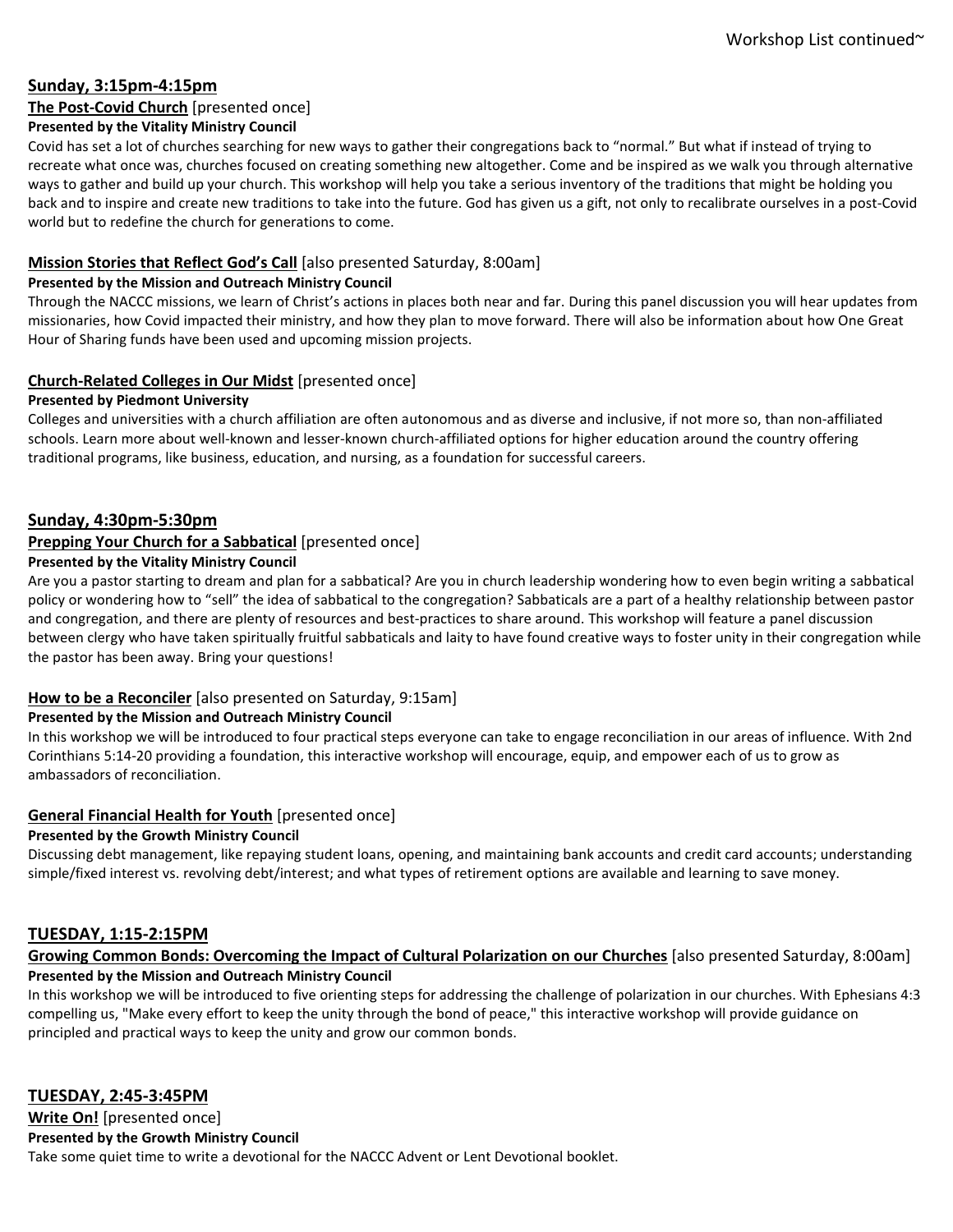Workshop List continued~

## Sunday, 3:15pm-4:15pm

### The Post-Covid Church [presented once]

**Presented by the Vitality Ministry Council**

Covid has set a lot of churches searching for new ways to gather their congregations back to "normal." But what if instead of trying to recreate what once was, churches focused on creating something new altogether. Come and be inspired as we walk you through alternative ways to gather and build up your church. This workshop will help you take a serious inventory of the traditions that might be holding you back and to inspire and create new traditions to take into the future. God has given us a gift, not only to recalibrate ourselves in a post-Covid world but to redefine the church for generations to come.

### Mission Stories that Reflect God's Call [also presented Saturday, 8:00am]

**Presented by the Mission and Outreach Ministry Council**

Through the NACCC missions, we learn of Christ's actions in places both near and far. During this panel discussion you will hear updates from missionaries, how Covid impacted their ministry, and how they plan to move forward. There will also be information about how One Great Hour of Sharing funds have been used and upcoming mission projects.

### Church-Related Colleges in Our Midst [presented once]

**Presented by Piedmont University**

Colleges and universities with a church affiliation are often autonomous and as diverse and inclusive, if not more so, than non-affiliated schools. Learn more about well-known and lesser-known church-affiliated options for higher education around the country offering traditional programs, like business, education, and nursing, as a foundation for successful careers.

## Sunday, 4:30pm-5:30pm

### Prepping Your Church for a Sabbatical [presented once]

**Presented by the Vitality Ministry Council**

Are you a pastor starting to dream and plan for a sabbatical? Are you in church leadership wondering how to even begin writing a sabbatical policy or wondering how to "sell" the idea of sabbatical to the congregation? Sabbaticals are a part of a healthy relationship between pastor and congregation, and there are plenty of resources and best-practices to share around. This workshop will feature a panel discussion between clergy who have taken spiritually fruitful sabbaticals and laity to have found creative ways to foster unity in their congregation while the pastor has been away. Bring your questions!

### How to be a Reconciler [also presented on Saturday, 9:15am]

**Presented by the Mission and Outreach Ministry Council**

In this workshop we will be introduced to four practical steps everyone can take to engage reconciliation in our areas of influence. With 2nd Corinthians 5:14-20 providing a foundation, this interactive workshop will encourage, equip, and empower each of us to grow as ambassadors of reconciliation.

### General Financial Health for Youth [presented once]

**Presented by the Growth Ministry Council**

Discussing debt management, like repaying student loans, opening, and maintaining bank accounts and credit card accounts; understanding simple/fixed interest vs. revolving debt/interest; and what types of retirement options are available and learning to save money.

## TUESDAY, 1:15-2:15PM

### Growing Common Bonds: Overcoming the Impact of Cultural Polarization on our Churches [also presented Saturday, 8:00am]

**Presented by the Mission and Outreach Ministry Council**

In this workshop we will be introduced to five orienting steps for addressing the challenge of polarization in our churches. With Ephesians 4:3 compelling us, "Make every effort to keep the unity through the bond of peace," this interactive workshop will provide guidance on principled and practical ways to keep the unity and grow our common bonds.

## TUESDAY, 2:45-3:45PM

### Write On! [presented once]

**Presented by the Growth Ministry Council**

Take some quiet time to write a devotional for the NACCC Advent or Lent Devotional booklet.